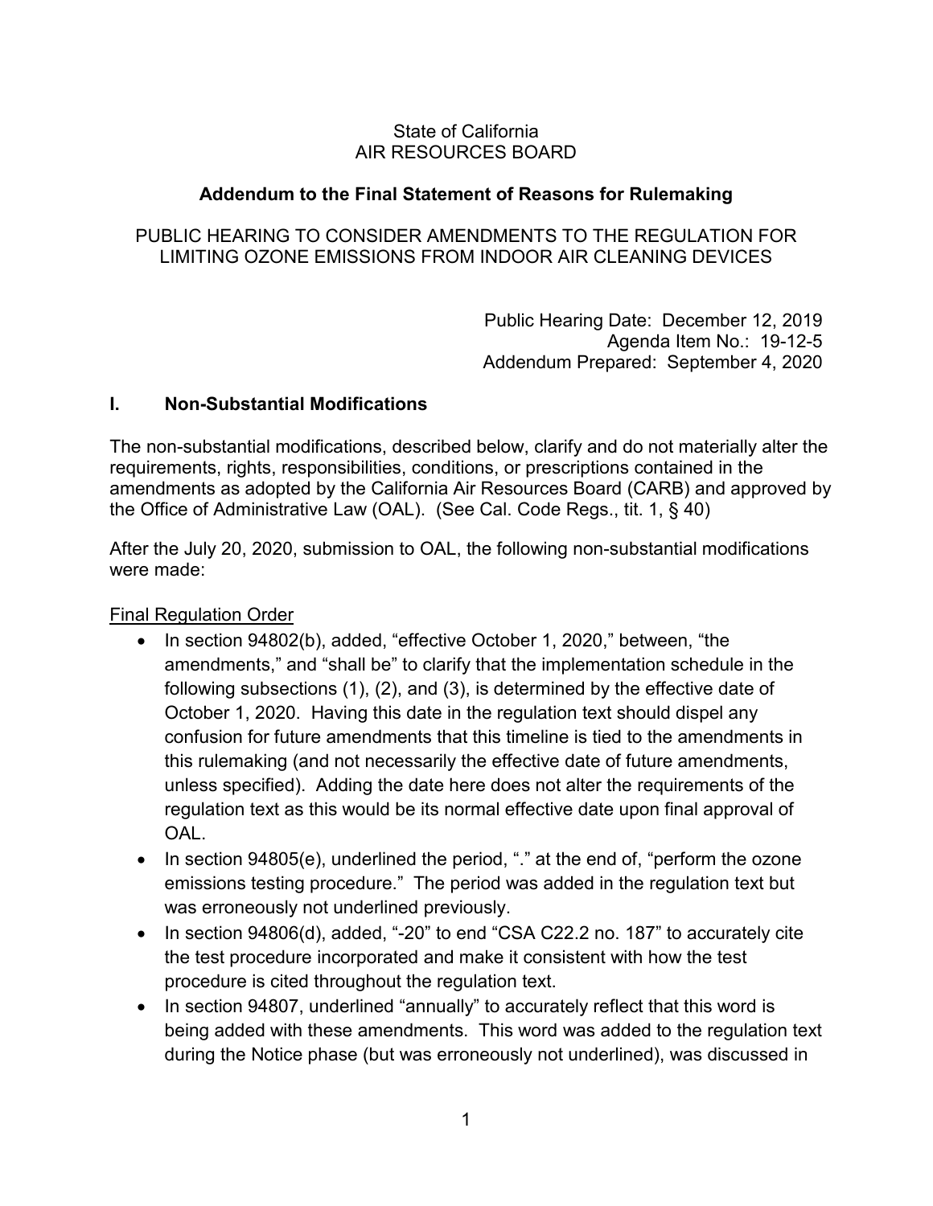State of California
AIR RESOURCES BOARD

**Addendum to the Final Statement of Reasons for Rulemaking**

PUBLIC HEARING TO CONSIDER AMENDMENTS TO THE REGULATION FOR LIMITING OZONE EMISSIONS FROM INDOOR AIR CLEANING DEVICES

Public Hearing Date: December 12, 2019
Agenda Item No.: 19-12-5
Addendum Prepared: September 4, 2020

## I. Non-Substantial Modifications

The non-substantial modifications, described below, clarify and do not materially alter the requirements, rights, responsibilities, conditions, or prescriptions contained in the amendments as adopted by the California Air Resources Board (CARB) and approved by the Office of Administrative Law (OAL). (See Cal. Code Regs., tit. 1, § 40)

After the July 20, 2020, submission to OAL, the following non-substantial modifications were made:

<u>Final Regulation Order</u>

- In section 94802(b), added, "effective October 1, 2020," between, "the amendments," and "shall be" to clarify that the implementation schedule in the following subsections (1), (2), and (3), is determined by the effective date of October 1, 2020. Having this date in the regulation text should dispel any confusion for future amendments that this timeline is tied to the amendments in this rulemaking (and not necessarily the effective date of future amendments, unless specified). Adding the date here does not alter the requirements of the regulation text as this would be its normal effective date upon final approval of OAL.
- In section 94805(e), underlined the period, "." at the end of, "perform the ozone emissions testing procedure." The period was added in the regulation text but was erroneously not underlined previously.
- In section 94806(d), added, "-20" to end "CSA C22.2 no. 187" to accurately cite the test procedure incorporated and make it consistent with how the test procedure is cited throughout the regulation text.
- In section 94807, underlined "annually" to accurately reflect that this word is being added with these amendments. This word was added to the regulation text during the Notice phase (but was erroneously not underlined), was discussed in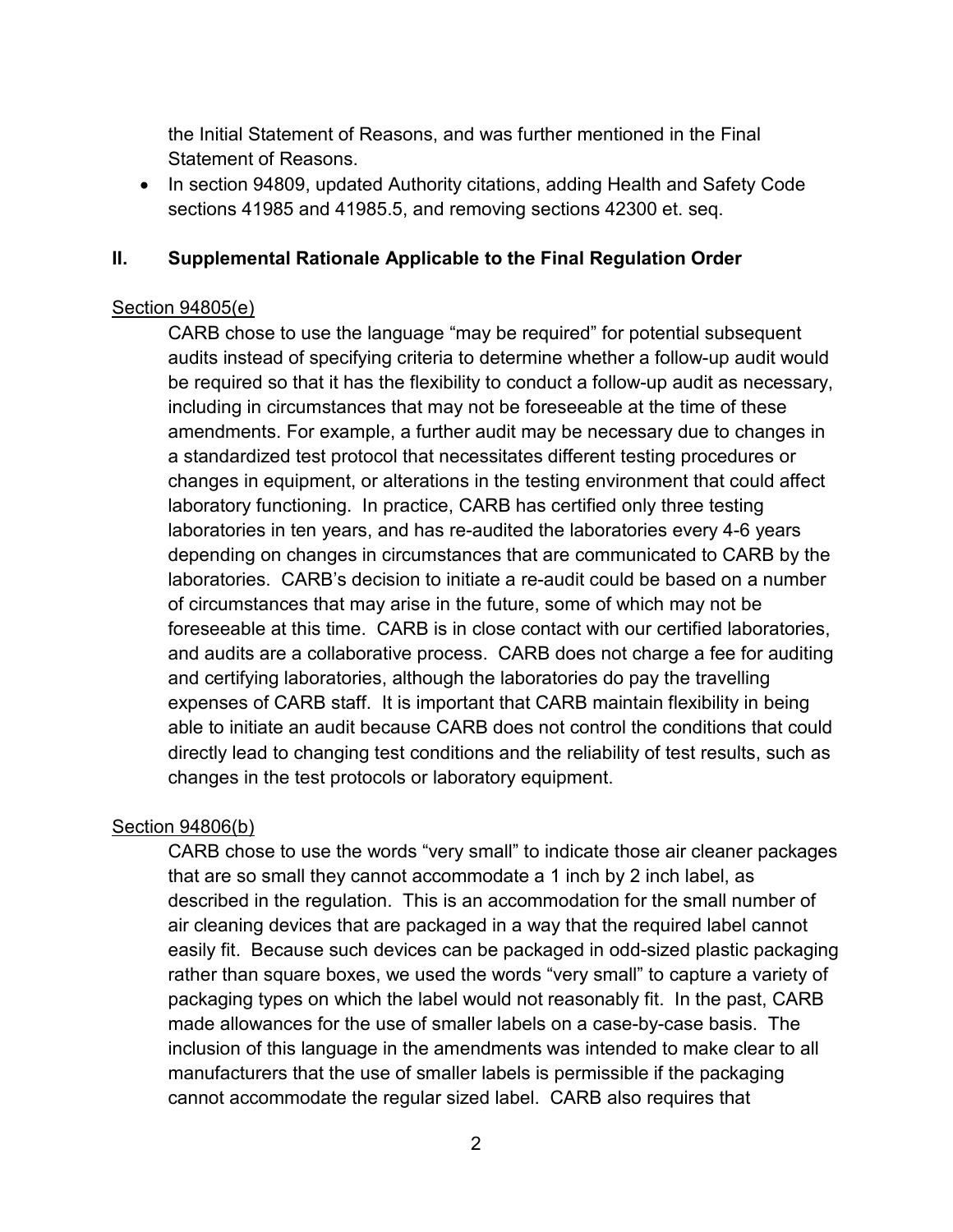the Initial Statement of Reasons, and was further mentioned in the Final Statement of Reasons.

- In section 94809, updated Authority citations, adding Health and Safety Code sections 41985 and 41985.5, and removing sections 42300 et. seq.

## II. Supplemental Rationale Applicable to the Final Regulation Order

<u>Section 94805(e)</u>

CARB chose to use the language “may be required” for potential subsequent audits instead of specifying criteria to determine whether a follow-up audit would be required so that it has the flexibility to conduct a follow-up audit as necessary, including in circumstances that may not be foreseeable at the time of these amendments. For example, a further audit may be necessary due to changes in a standardized test protocol that necessitates different testing procedures or changes in equipment, or alterations in the testing environment that could affect laboratory functioning. In practice, CARB has certified only three testing laboratories in ten years, and has re-audited the laboratories every 4-6 years depending on changes in circumstances that are communicated to CARB by the laboratories. CARB’s decision to initiate a re-audit could be based on a number of circumstances that may arise in the future, some of which may not be foreseeable at this time. CARB is in close contact with our certified laboratories, and audits are a collaborative process. CARB does not charge a fee for auditing and certifying laboratories, although the laboratories do pay the travelling expenses of CARB staff. It is important that CARB maintain flexibility in being able to initiate an audit because CARB does not control the conditions that could directly lead to changing test conditions and the reliability of test results, such as changes in the test protocols or laboratory equipment.

<u>Section 94806(b)</u>

CARB chose to use the words “very small” to indicate those air cleaner packages that are so small they cannot accommodate a 1 inch by 2 inch label, as described in the regulation. This is an accommodation for the small number of air cleaning devices that are packaged in a way that the required label cannot easily fit. Because such devices can be packaged in odd-sized plastic packaging rather than square boxes, we used the words “very small” to capture a variety of packaging types on which the label would not reasonably fit. In the past, CARB made allowances for the use of smaller labels on a case-by-case basis. The inclusion of this language in the amendments was intended to make clear to all manufacturers that the use of smaller labels is permissible if the packaging cannot accommodate the regular sized label. CARB also requires that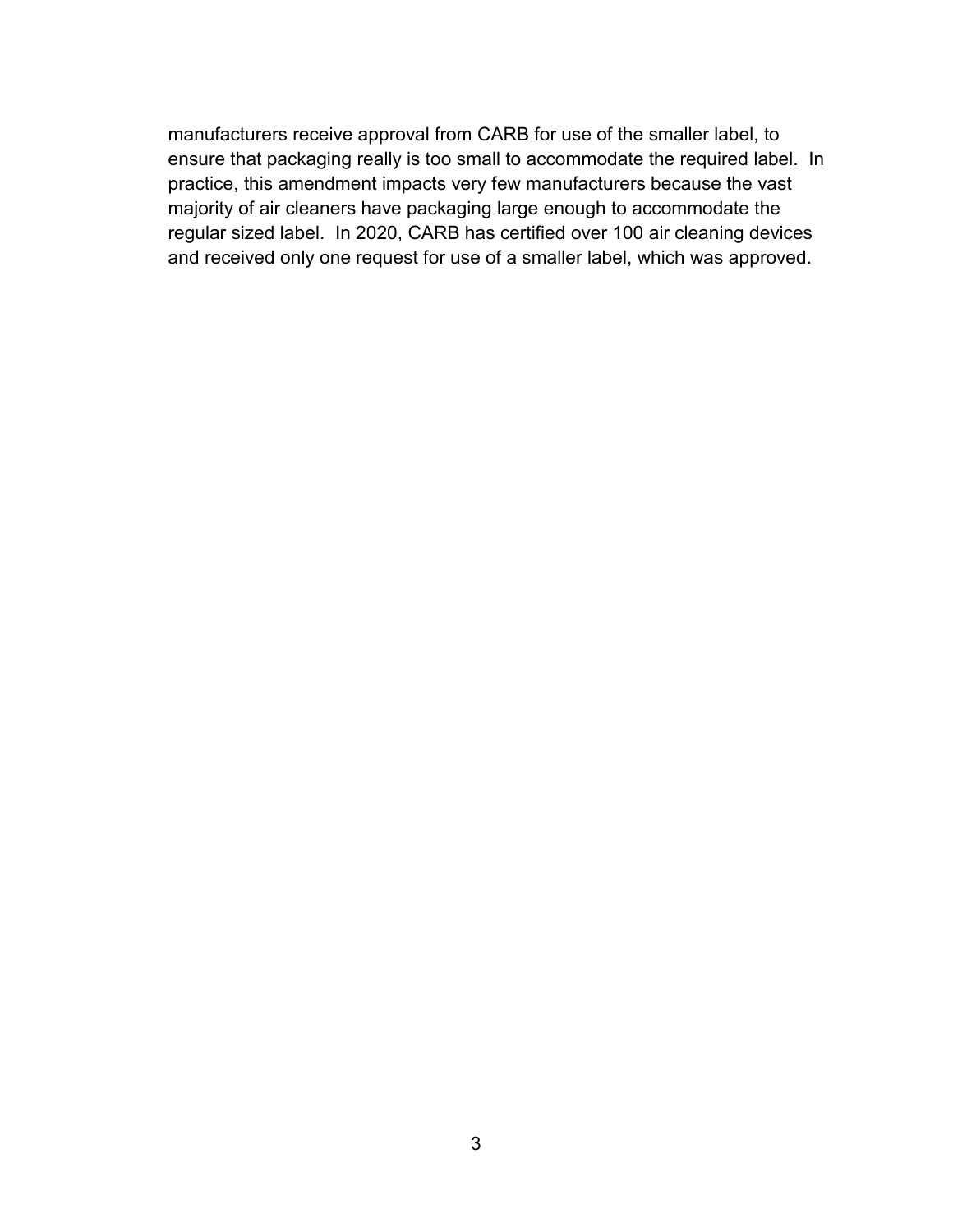manufacturers receive approval from CARB for use of the smaller label, to ensure that packaging really is too small to accommodate the required label. In practice, this amendment impacts very few manufacturers because the vast majority of air cleaners have packaging large enough to accommodate the regular sized label. In 2020, CARB has certified over 100 air cleaning devices and received only one request for use of a smaller label, which was approved.